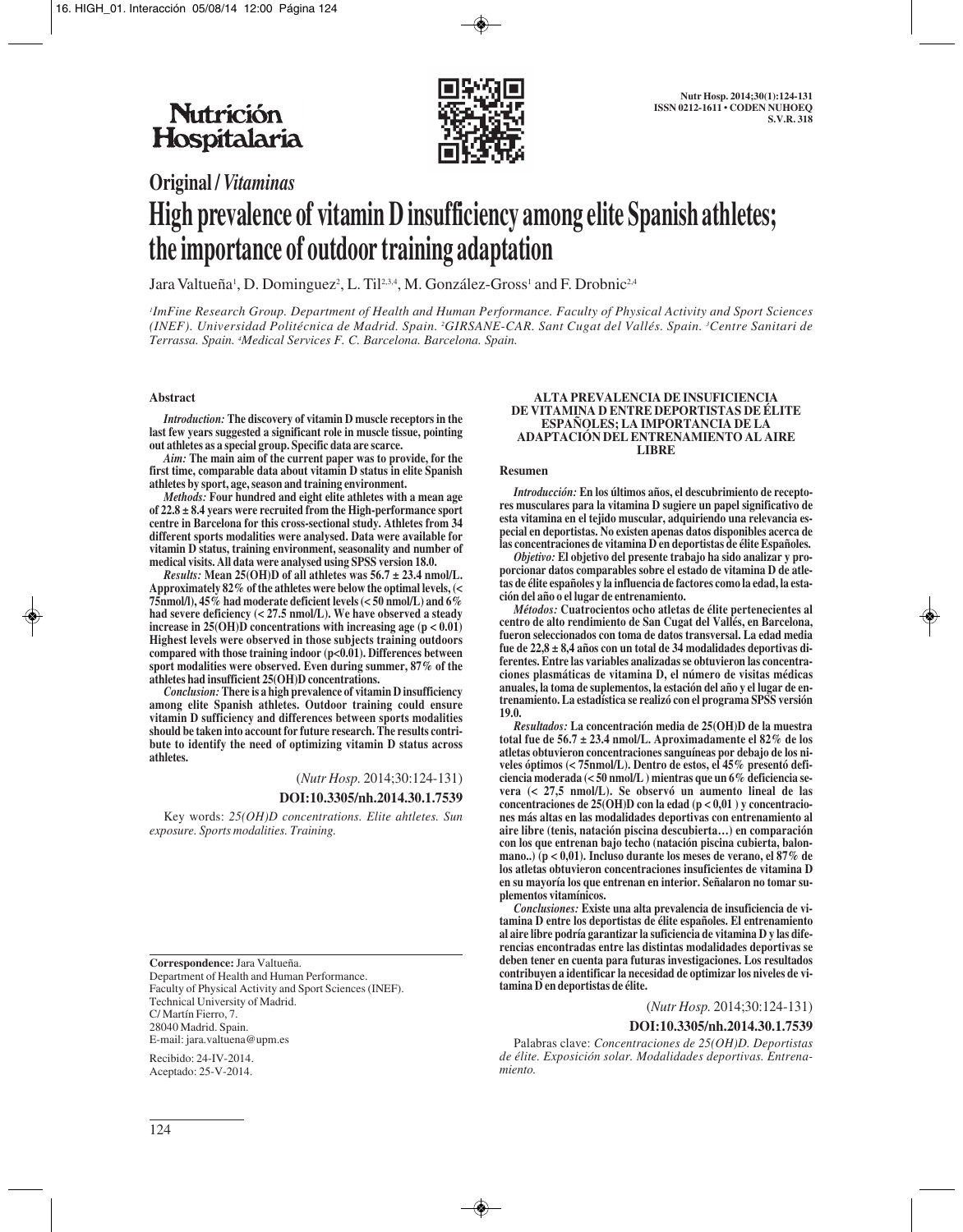**Original / *Vitaminas***

# High prevalence of vitamin D insufficiency among elite Spanish athletes; the importance of outdoor training adaptation

Jara Valtueña[1], D. Dominguez[2], L. Til[2,3,4], M. González-Gross[1] and F. Drobnic[2,4]

*[1]ImFine Research Group. Department of Health and Human Performance. Faculty of Physical Activity and Sport Sciences (INEF). Universidad Politécnica de Madrid. Spain. [2]GIRSANE-CAR. Sant Cugat del Vallés. Spain. [3]Centre Sanitari de Terrassa. Spain. [4]Medical Services F. C. Barcelona. Barcelona. Spain.*

## Abstract

***Introduction:*** **The discovery of vitamin D muscle receptors in the last few years suggested a significant role in muscle tissue, pointing out athletes as a special group. Specific data are scarce.**

***Aim:*** **The main aim of the current paper was to provide, for the first time, comparable data about vitamin D status in elite Spanish athletes by sport, age, season and training environment.**

***Methods:*** **Four hundred and eight elite athletes with a mean age of 22.8 ± 8.4 years were recruited from the High-performance sport centre in Barcelona for this cross-sectional study. Athletes from 34 different sports modalities were analysed. Data were available for vitamin D status, training environment, seasonality and number of medical visits. All data were analysed using SPSS version 18.0.**

***Results:*** **Mean 25(OH)D of all athletes was 56.7 ± 23.4 nmol/L. Approximately 82% of the athletes were below the optimal levels, (< 75nmol/l), 45% had moderate deficient levels (< 50 nmol/L) and 6% had severe deficiency (< 27.5 nmol/L). We have observed a steady increase in 25(OH)D concentrations with increasing age ($p < 0.01$) Highest levels were observed in those subjects training outdoors compared with those training indoor ($p<0.01$). Differences between sport modalities were observed. Even during summer, 87% of the athletes had insufficient 25(OH)D concentrations.**

***Conclusion:*** **There is a high prevalence of vitamin D insufficiency among elite Spanish athletes. Outdoor training could ensure vitamin D sufficiency and differences between sports modalities should be taken into account for future research. The results contribute to identify the need of optimizing vitamin D status across athletes.**

(*Nutr Hosp.* 2014;30:124-131)

**DOI:10.3305/nh.2014.30.1.7539**

Key words: *25(OH)D concentrations. Elite ahtletes. Sun exposure. Sports modalities. Training.*

**Correspondence:** Jara Valtueña.
Department of Health and Human Performance.
Faculty of Physical Activity and Sport Sciences (INEF).
Technical University of Madrid.
C/ Martín Fierro, 7.
28040 Madrid. Spain.
E-mail: jara.valtuena@upm.es

Recibido: 24-IV-2014.
Aceptado: 25-V-2014.

## ALTA PREVALENCIA DE INSUFICIENCIA DE VITAMINA D ENTRE DEPORTISTAS DE ÉLITE ESPAÑOLES; LA IMPORTANCIA DE LA ADAPTACIÓN DEL ENTRENAMIENTO AL AIRE LIBRE

### Resumen

***Introducción:*** **En los últimos años, el descubrimiento de receptores musculares para la vitamina D sugiere un papel significativo de esta vitamina en el tejido muscular, adquiriendo una relevancia especial en deportistas. No existen apenas datos disponibles acerca de las concentraciones de vitamina D en deportistas de élite Españoles.**

***Objetivo:*** **El objetivo del presente trabajo ha sido analizar y proporcionar datos comparables sobre el estado de vitamina D de atletas de élite españoles y la influencia de factores como la edad, la estación del año o el lugar de entrenamiento.**

***Métodos:*** **Cuatrocientos ocho atletas de élite pertenecientes al centro de alto rendimiento de San Cugat del Vallés, en Barcelona, fueron seleccionados con toma de datos transversal. La edad media fue de 22,8 ± 8,4 años con un total de 34 modalidades deportivas diferentes. Entre las variables analizadas se obtuvieron las concentraciones plasmáticas de vitamina D, el número de visitas médicas anuales, la toma de suplementos, la estación del año y el lugar de entrenamiento. La estadística se realizó con el programa SPSS versión 19.0.**

***Resultados:*** **La concentración media de 25(OH)D de la muestra total fue de 56.7 ± 23.4 nmol/L. Aproximadamente el 82% de los atletas obtuvieron concentraciones sanguíneas por debajo de los niveles óptimos (< 75nmol/L). Dentro de estos, el 45% presentó deficiencia moderada (< 50 nmol/L ) mientras que un 6% deficiencia severa (< 27,5 nmol/L). Se observó un aumento lineal de las concentraciones de 25(OH)D con la edad ($p < 0,01$ ) y concentraciones más altas en las modalidades deportivas con entrenamiento al aire libre (tenis, natación piscina descubierta…) en comparación con los que entrenan bajo techo (natación piscina cubierta, balonmano..) ($p < 0,01$). Incluso durante los meses de verano, el 87% de los atletas obtuvieron concentraciones insuficientes de vitamina D en su mayoría los que entrenan en interior. Señalaron no tomar suplementos vitamínicos.**

***Conclusiones:*** **Existe una alta prevalencia de insuficiencia de vitamina D entre los deportistas de élite españoles. El entrenamiento al aire libre podría garantizar la suficiencia de vitamina D y las diferencias encontradas entre las distintas modalidades deportivas se deben tener en cuenta para futuras investigaciones. Los resultados contribuyen a identificar la necesidad de optimizar los niveles de vitamina D en deportistas de élite.**

(*Nutr Hosp.* 2014;30:124-131)

**DOI:10.3305/nh.2014.30.1.7539**

Palabras clave: *Concentraciones de 25(OH)D. Deportistas de élite. Exposición solar. Modalidades deportivas. Entrenamiento.*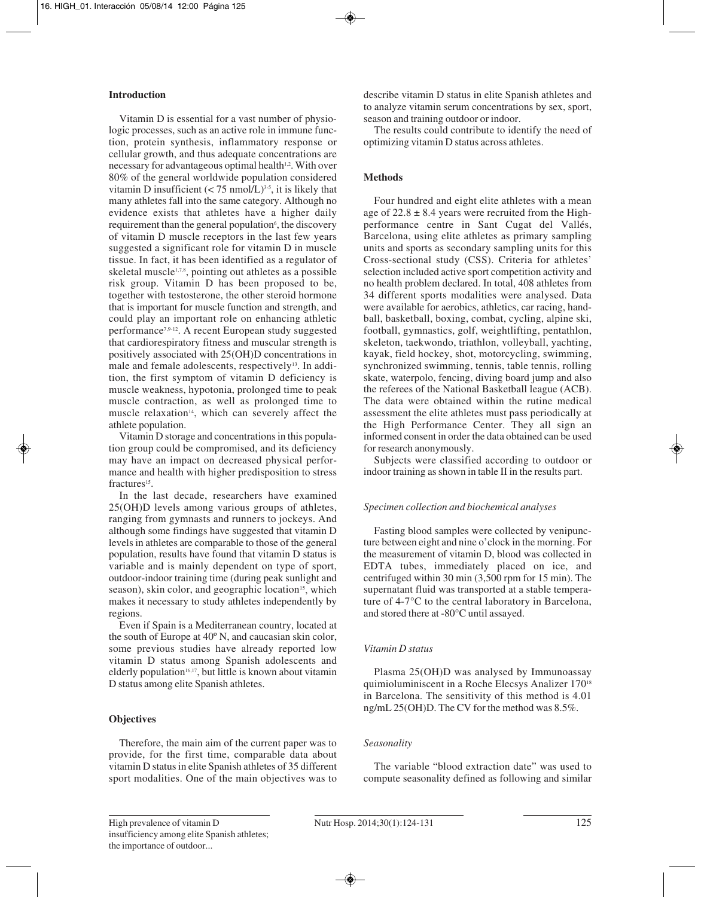## Introduction

Vitamin D is essential for a vast number of physiologic processes, such as an active role in immune function, protein synthesis, inflammatory response or cellular growth, and thus adequate concentrations are necessary for advantageous optimal health[1,2]. With over 80% of the general worldwide population considered vitamin D insufficient (< 75 nmol/L)[3-5], it is likely that many athletes fall into the same category. Although no evidence exists that athletes have a higher daily requirement than the general population[6], the discovery of vitamin D muscle receptors in the last few years suggested a significant role for vitamin D in muscle tissue. In fact, it has been identified as a regulator of skeletal muscle[1,7,8], pointing out athletes as a possible risk group. Vitamin D has been proposed to be, together with testosterone, the other steroid hormone that is important for muscle function and strength, and could play an important role on enhancing athletic performance[7,9-12]. A recent European study suggested that cardiorespiratory fitness and muscular strength is positively associated with 25(OH)D concentrations in male and female adolescents, respectively[13]. In addition, the first symptom of vitamin D deficiency is muscle weakness, hypotonia, prolonged time to peak muscle contraction, as well as prolonged time to muscle relaxation[14], which can severely affect the athlete population.

Vitamin D storage and concentrations in this population group could be compromised, and its deficiency may have an impact on decreased physical performance and health with higher predisposition to stress fractures[15].

In the last decade, researchers have examined 25(OH)D levels among various groups of athletes, ranging from gymnasts and runners to jockeys. And although some findings have suggested that vitamin D levels in athletes are comparable to those of the general population, results have found that vitamin D status is variable and is mainly dependent on type of sport, outdoor-indoor training time (during peak sunlight and season), skin color, and geographic location[15], which makes it necessary to study athletes independently by regions.

Even if Spain is a Mediterranean country, located at the south of Europe at 40º N, and caucasian skin color, some previous studies have already reported low vitamin D status among Spanish adolescents and elderly population[16,17], but little is known about vitamin D status among elite Spanish athletes.

## Objectives

Therefore, the main aim of the current paper was to provide, for the first time, comparable data about vitamin D status in elite Spanish athletes of 35 different sport modalities. One of the main objectives was to describe vitamin D status in elite Spanish athletes and to analyze vitamin serum concentrations by sex, sport, season and training outdoor or indoor.

The results could contribute to identify the need of optimizing vitamin D status across athletes.

## Methods

Four hundred and eight elite athletes with a mean age of $22.8 \pm 8.4$ years were recruited from the High-performance centre in Sant Cugat del Vallés, Barcelona, using elite athletes as primary sampling units and sports as secondary sampling units for this Cross-sectional study (CSS). Criteria for athletes' selection included active sport competition activity and no health problem declared. In total, 408 athletes from 34 different sports modalities were analysed. Data were available for aerobics, athletics, car racing, handball, basketball, boxing, combat, cycling, alpine ski, football, gymnastics, golf, weightlifting, pentathlon, skeleton, taekwondo, triathlon, volleyball, yachting, kayak, field hockey, shot, motorcycling, swimming, synchronized swimming, tennis, table tennis, rolling skate, waterpolo, fencing, diving board jump and also the referees of the National Basketball league (ACB). The data were obtained within the rutine medical assessment the elite athletes must pass periodically at the High Performance Center. They all sign an informed consent in order the data obtained can be used for research anonymously.

Subjects were classified according to outdoor or indoor training as shown in table II in the results part.

### *Specimen collection and biochemical analyses*

Fasting blood samples were collected by venipuncture between eight and nine o'clock in the morning. For the measurement of vitamin D, blood was collected in EDTA tubes, immediately placed on ice, and centrifuged within 30 min (3,500 rpm for 15 min). The supernatant fluid was transported at a stable temperature of 4-7°C to the central laboratory in Barcelona, and stored there at -80°C until assayed.

### *Vitamin D status*

Plasma 25(OH)D was analysed by Immunoassay quimioluminiscent in a Roche Elecsys Analizer 170[18] in Barcelona. The sensitivity of this method is 4.01 ng/mL 25(OH)D. The CV for the method was 8.5%.

### *Seasonality*

The variable "blood extraction date" was used to compute seasonality defined as following and similar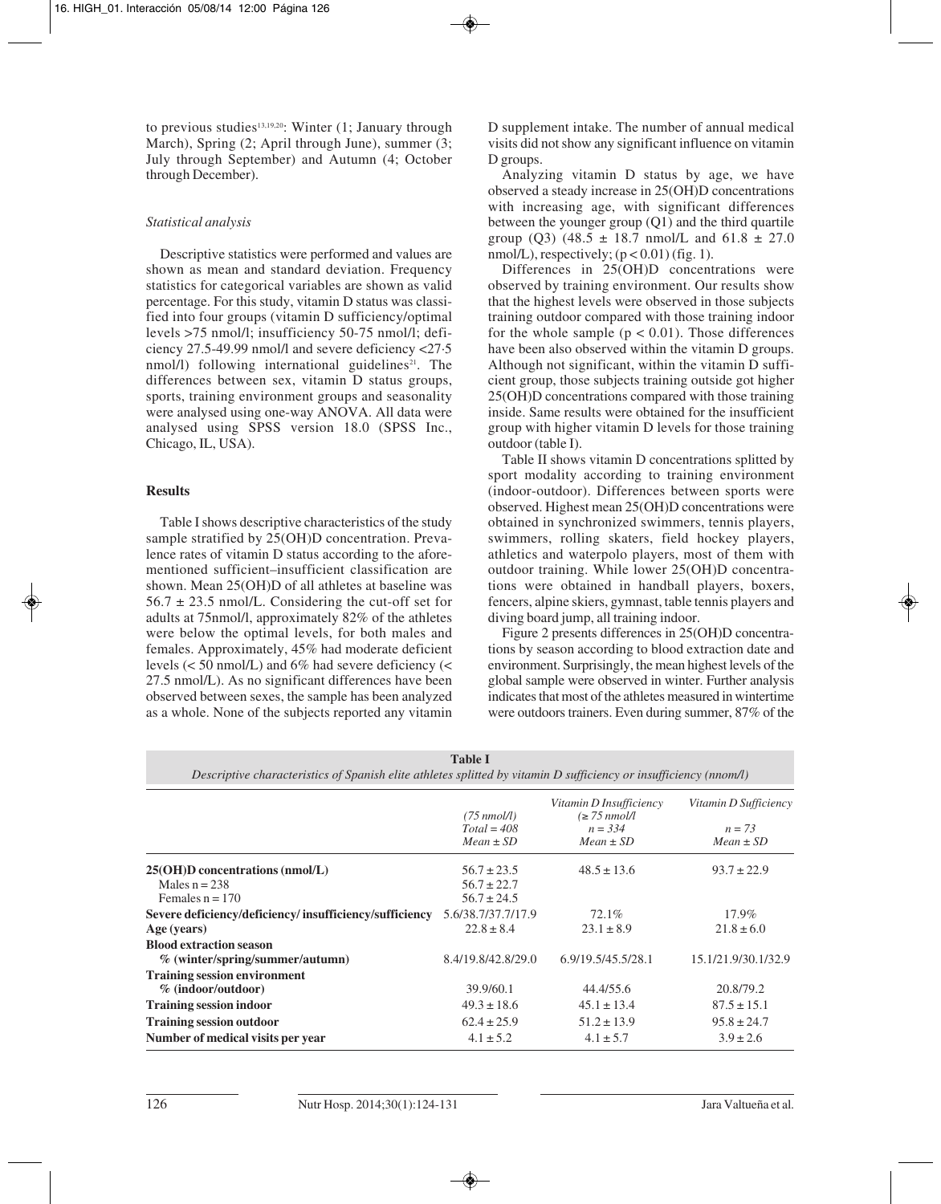to previous studies[13,19,20]: Winter (1; January through March), Spring (2; April through June), summer (3; July through September) and Autumn (4; October through December).

*Statistical analysis*

Descriptive statistics were performed and values are shown as mean and standard deviation. Frequency statistics for categorical variables are shown as valid percentage. For this study, vitamin D status was classified into four groups (vitamin D sufficiency/optimal levels >75 nmol/l; insufficiency 50-75 nmol/l; deficiency 27.5-49.99 nmol/l and severe deficiency <27·5 nmol/l) following international guidelines[21]. The differences between sex, vitamin D status groups, sports, training environment groups and seasonality were analysed using one-way ANOVA. All data were analysed using SPSS version 18.0 (SPSS Inc., Chicago, IL, USA).

## Results

Table I shows descriptive characteristics of the study sample stratified by 25(OH)D concentration. Prevalence rates of vitamin D status according to the aforementioned sufficient–insufficient classification are shown. Mean 25(OH)D of all athletes at baseline was 56.7 ± 23.5 nmol/L. Considering the cut-off set for adults at 75nmol/l, approximately 82% of the athletes were below the optimal levels, for both males and females. Approximately, 45% had moderate deficient levels (< 50 nmol/L) and 6% had severe deficiency (< 27.5 nmol/L). As no significant differences have been observed between sexes, the sample has been analyzed as a whole. None of the subjects reported any vitamin D supplement intake. The number of annual medical visits did not show any significant influence on vitamin D groups.

Analyzing vitamin D status by age, we have observed a steady increase in 25(OH)D concentrations with increasing age, with significant differences between the younger group (Q1) and the third quartile group (Q3) (48.5 ± 18.7 nmol/L and 61.8 ± 27.0 nmol/L), respectively; ($p < 0.01$) (fig. 1).

Differences in 25(OH)D concentrations were observed by training environment. Our results show that the highest levels were observed in those subjects training outdoor compared with those training indoor for the whole sample ($p < 0.01$). Those differences have been also observed within the vitamin D groups. Although not significant, within the vitamin D sufficient group, those subjects training outside got higher 25(OH)D concentrations compared with those training inside. Same results were obtained for the insufficient group with higher vitamin D levels for those training outdoor (table I).

Table II shows vitamin D concentrations splitted by sport modality according to training environment (indoor-outdoor). Differences between sports were observed. Highest mean 25(OH)D concentrations were obtained in synchronized swimmers, tennis players, swimmers, rolling skaters, field hockey players, athletics and waterpolo players, most of them with outdoor training. While lower 25(OH)D concentrations were obtained in handball players, boxers, fencers, alpine skiers, gymnast, table tennis players and diving board jump, all training indoor.

Figure 2 presents differences in 25(OH)D concentrations by season according to blood extraction date and environment. Surprisingly, the mean highest levels of the global sample were observed in winter. Further analysis indicates that most of the athletes measured in wintertime were outdoors trainers. Even during summer, 87% of the

**Table I**
*Descriptive characteristics of Spanish elite athletes splitted by vitamin D sufficiency or insufficiency (nnom/l)*

| | (75 nmol/l) Total = 408 Mean ± SD | Vitamin D Insufficiency (≥ 75 nmol/l n = 334 Mean ± SD | Vitamin D Sufficiency n = 73 Mean ± SD |
|---|---|---|---|
| **25(OH)D concentrations (nmol/L)** | 56.7 ± 23.5 | 48.5 ± 13.6 | 93.7 ± 22.9 |
| Males n = 238 | 56.7 ± 22.7 | | |
| Females n = 170 | 56.7 ± 24.5 | | |
| **Severe deficiency/deficiency/ insufficiency/sufficiency** | 5.6/38.7/37.7/17.9 | 72.1% | 17.9% |
| **Age (years)** | 22.8 ± 8.4 | 23.1 ± 8.9 | 21.8 ± 6.0 |
| **Blood extraction season** | | | |
| % (winter/spring/summer/autumn) | 8.4/19.8/42.8/29.0 | 6.9/19.5/45.5/28.1 | 15.1/21.9/30.1/32.9 |
| **Training session environment** | | | |
| % (indoor/outdoor) | 39.9/60.1 | 44.4/55.6 | 20.8/79.2 |
| **Training session indoor** | 49.3 ± 18.6 | 45.1 ± 13.4 | 87.5 ± 15.1 |
| **Training session outdoor** | 62.4 ± 25.9 | 51.2 ± 13.9 | 95.8 ± 24.7 |
| **Number of medical visits per year** | 4.1 ± 5.2 | 4.1 ± 5.7 | 3.9 ± 2.6 |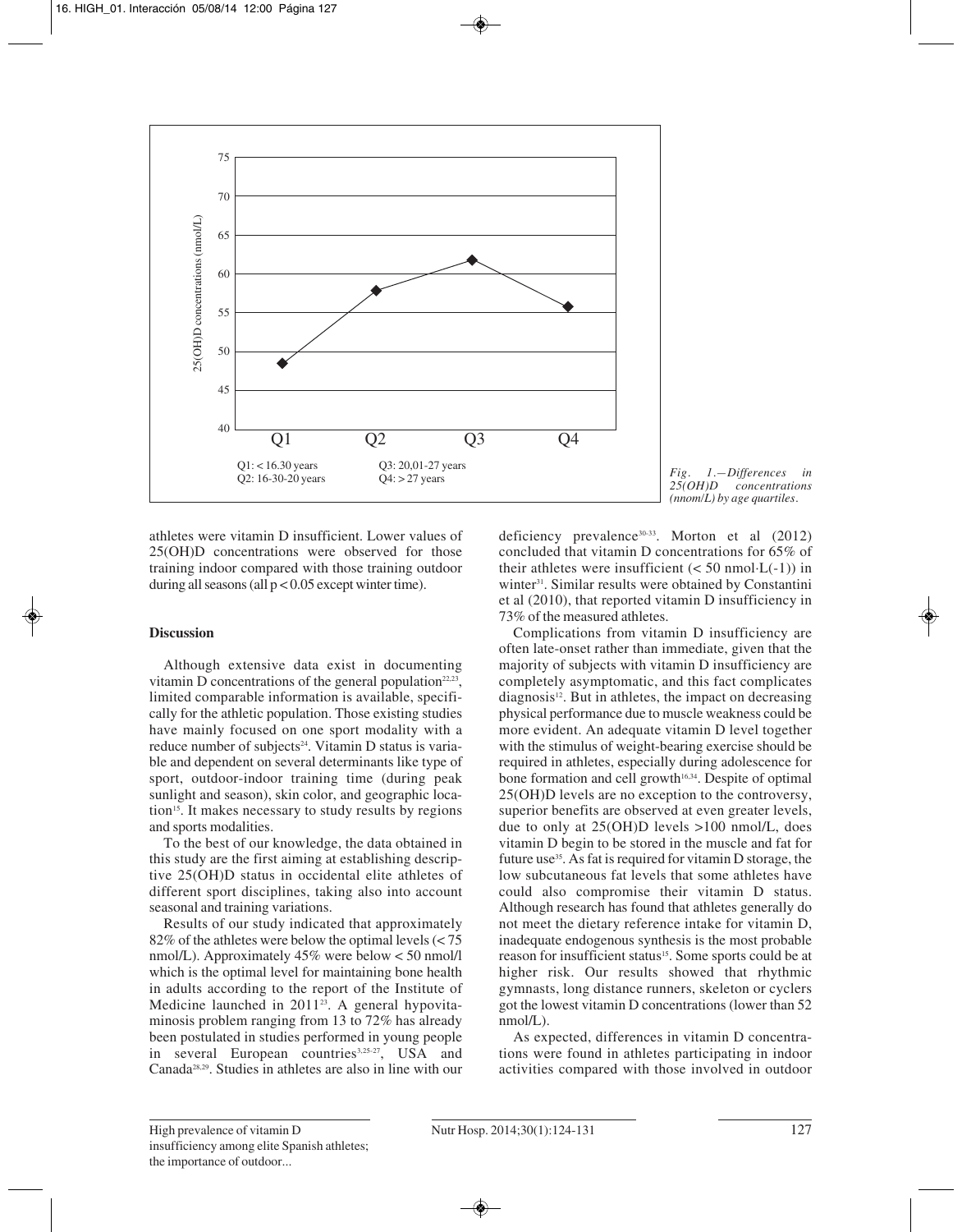Q1: < 16.30 years
Q2: 16-30-20 years
Q3: 20,01-27 years
Q4: > 27 years

*Fig. 1.—Differences in 25(OH)D concentrations (nnom/L) by age quartiles.*

athletes were vitamin D insufficient. Lower values of 25(OH)D concentrations were observed for those training indoor compared with those training outdoor during all seasons (all $p < 0.05$ except winter time).

## Discussion

Although extensive data exist in documenting vitamin D concentrations of the general population[22,23], limited comparable information is available, specifically for the athletic population. Those existing studies have mainly focused on one sport modality with a reduce number of subjects[24]. Vitamin D status is variable and dependent on several determinants like type of sport, outdoor-indoor training time (during peak sunlight and season), skin color, and geographic location[15]. It makes necessary to study results by regions and sports modalities.

To the best of our knowledge, the data obtained in this study are the first aiming at establishing descriptive 25(OH)D status in occidental elite athletes of different sport disciplines, taking also into account seasonal and training variations.

Results of our study indicated that approximately 82% of the athletes were below the optimal levels (< 75 nmol/L). Approximately 45% were below < 50 nmol/l which is the optimal level for maintaining bone health in adults according to the report of the Institute of Medicine launched in 2011[23]. A general hypovitaminosis problem ranging from 13 to 72% has already been postulated in studies performed in young people in several European countries[3,25-27], USA and Canada[28,29]. Studies in athletes are also in line with our deficiency prevalence[30-33]. Morton et al (2012) concluded that vitamin D concentrations for 65% of their athletes were insufficient (< 50 nmol·L(-1)) in winter[31]. Similar results were obtained by Constantini et al (2010), that reported vitamin D insufficiency in 73% of the measured athletes.

Complications from vitamin D insufficiency are often late-onset rather than immediate, given that the majority of subjects with vitamin D insufficiency are completely asymptomatic, and this fact complicates diagnosis[12]. But in athletes, the impact on decreasing physical performance due to muscle weakness could be more evident. An adequate vitamin D level together with the stimulus of weight-bearing exercise should be required in athletes, especially during adolescence for bone formation and cell growth[16,34]. Despite of optimal 25(OH)D levels are no exception to the controversy, superior benefits are observed at even greater levels, due to only at 25(OH)D levels >100 nmol/L, does vitamin D begin to be stored in the muscle and fat for future use[35]. As fat is required for vitamin D storage, the low subcutaneous fat levels that some athletes have could also compromise their vitamin D status. Although research has found that athletes generally do not meet the dietary reference intake for vitamin D, inadequate endogenous synthesis is the most probable reason for insufficient status[15]. Some sports could be at higher risk. Our results showed that rhythmic gymnasts, long distance runners, skeleton or cyclers got the lowest vitamin D concentrations (lower than 52 nmol/L).

As expected, differences in vitamin D concentrations were found in athletes participating in indoor activities compared with those involved in outdoor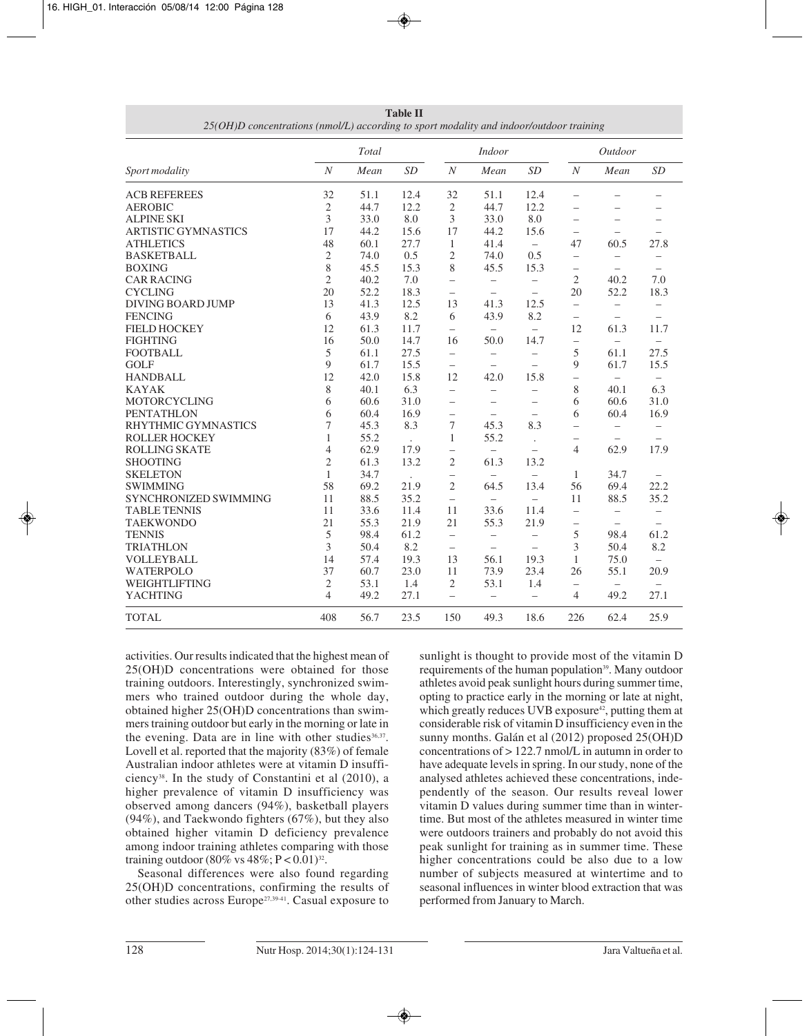**Table II**
*25(OH)D concentrations (nmol/L) according to sport modality and indoor/outdoor training*

| Sport modality | Total | | | Indoor | | | Outdoor | | |
|---|---|---|---|---|---|---|---|---|---|
| | *N* | *Mean* | *SD* | *N* | *Mean* | *SD* | *N* | *Mean* | *SD* |
| ACB REFEREES | 32 | 51.1 | 12.4 | 32 | 51.1 | 12.4 | – | – | – |
| AEROBIC | 2 | 44.7 | 12.2 | 2 | 44.7 | 12.2 | – | – | – |
| ALPINE SKI | 3 | 33.0 | 8.0 | 3 | 33.0 | 8.0 | – | – | – |
| ARTISTIC GYMNASTICS | 17 | 44.2 | 15.6 | 17 | 44.2 | 15.6 | – | – | – |
| ATHLETICS | 48 | 60.1 | 27.7 | 1 | 41.4 | – | 47 | 60.5 | 27.8 |
| BASKETBALL | 2 | 74.0 | 0.5 | 2 | 74.0 | 0.5 | – | – | – |
| BOXING | 8 | 45.5 | 15.3 | 8 | 45.5 | 15.3 | – | – | – |
| CAR RACING | 2 | 40.2 | 7.0 | – | – | – | 2 | 40.2 | 7.0 |
| CYCLING | 20 | 52.2 | 18.3 | – | – | – | 20 | 52.2 | 18.3 |
| DIVING BOARD JUMP | 13 | 41.3 | 12.5 | 13 | 41.3 | 12.5 | – | – | – |
| FENCING | 6 | 43.9 | 8.2 | 6 | 43.9 | 8.2 | – | – | – |
| FIELD HOCKEY | 12 | 61.3 | 11.7 | – | – | – | 12 | 61.3 | 11.7 |
| FIGHTING | 16 | 50.0 | 14.7 | 16 | 50.0 | 14.7 | – | – | – |
| FOOTBALL | 5 | 61.1 | 27.5 | – | – | – | 5 | 61.1 | 27.5 |
| GOLF | 9 | 61.7 | 15.5 | – | – | – | 9 | 61.7 | 15.5 |
| HANDBALL | 12 | 42.0 | 15.8 | 12 | 42.0 | 15.8 | – | – | – |
| KAYAK | 8 | 40.1 | 6.3 | – | – | – | 8 | 40.1 | 6.3 |
| MOTORCYCLING | 6 | 60.6 | 31.0 | – | – | – | 6 | 60.6 | 31.0 |
| PENTATHLON | 6 | 60.4 | 16.9 | – | – | – | 6 | 60.4 | 16.9 |
| RHYTHMIC GYMNASTICS | 7 | 45.3 | 8.3 | 7 | 45.3 | 8.3 | – | – | – |
| ROLLER HOCKEY | 1 | 55.2 | . | 1 | 55.2 | . | – | – | – |
| ROLLING SKATE | 4 | 62.9 | 17.9 | – | – | – | 4 | 62.9 | 17.9 |
| SHOOTING | 2 | 61.3 | 13.2 | 2 | 61.3 | 13.2 | | | |
| SKELETON | 1 | 34.7 | . | – | – | – | 1 | 34.7 | – |
| SWIMMING | 58 | 69.2 | 21.9 | 2 | 64.5 | 13.4 | 56 | 69.4 | 22.2 |
| SYNCHRONIZED SWIMMING | 11 | 88.5 | 35.2 | – | – | – | 11 | 88.5 | 35.2 |
| TABLE TENNIS | 11 | 33.6 | 11.4 | 11 | 33.6 | 11.4 | – | – | – |
| TAEKWONDO | 21 | 55.3 | 21.9 | 21 | 55.3 | 21.9 | – | – | – |
| TENNIS | 5 | 98.4 | 61.2 | – | – | – | 5 | 98.4 | 61.2 |
| TRIATHLON | 3 | 50.4 | 8.2 | – | – | – | 3 | 50.4 | 8.2 |
| VOLLEYBALL | 14 | 57.4 | 19.3 | 13 | 56.1 | 19.3 | 1 | 75.0 | – |
| WATERPOLO | 37 | 60.7 | 23.0 | 11 | 73.9 | 23.4 | 26 | 55.1 | 20.9 |
| WEIGHTLIFTING | 2 | 53.1 | 1.4 | 2 | 53.1 | 1.4 | – | – | – |
| YACHTING | 4 | 49.2 | 27.1 | – | – | – | 4 | 49.2 | 27.1 |
| TOTAL | 408 | 56.7 | 23.5 | 150 | 49.3 | 18.6 | 226 | 62.4 | 25.9 |

activities. Our results indicated that the highest mean of 25(OH)D concentrations were obtained for those training outdoors. Interestingly, synchronized swimmers who trained outdoor during the whole day, obtained higher 25(OH)D concentrations than swimmers training outdoor but early in the morning or late in the evening. Data are in line with other studies[36,37]. Lovell et al. reported that the majority (83%) of female Australian indoor athletes were at vitamin D insufficiency[38]. In the study of Constantini et al (2010), a higher prevalence of vitamin D insufficiency was observed among dancers (94%), basketball players (94%), and Taekwondo fighters (67%), but they also obtained higher vitamin D deficiency prevalence among indoor training athletes comparing with those training outdoor (80% vs 48%; $P < 0.01$)[32].

Seasonal differences were also found regarding 25(OH)D concentrations, confirming the results of other studies across Europe[27,39-41]. Casual exposure to sunlight is thought to provide most of the vitamin D requirements of the human population[39]. Many outdoor athletes avoid peak sunlight hours during summer time, opting to practice early in the morning or late at night, which greatly reduces UVB exposure[42], putting them at considerable risk of vitamin D insufficiency even in the sunny months. Galán et al (2012) proposed 25(OH)D concentrations of > 122.7 nmol/L in autumn in order to have adequate levels in spring. In our study, none of the analysed athletes achieved these concentrations, independently of the season. Our results reveal lower vitamin D values during summer time than in wintertime. But most of the athletes measured in winter time were outdoors trainers and probably do not avoid this peak sunlight for training as in summer time. These higher concentrations could be also due to a low number of subjects measured at wintertime and to seasonal influences in winter blood extraction that was performed from January to March.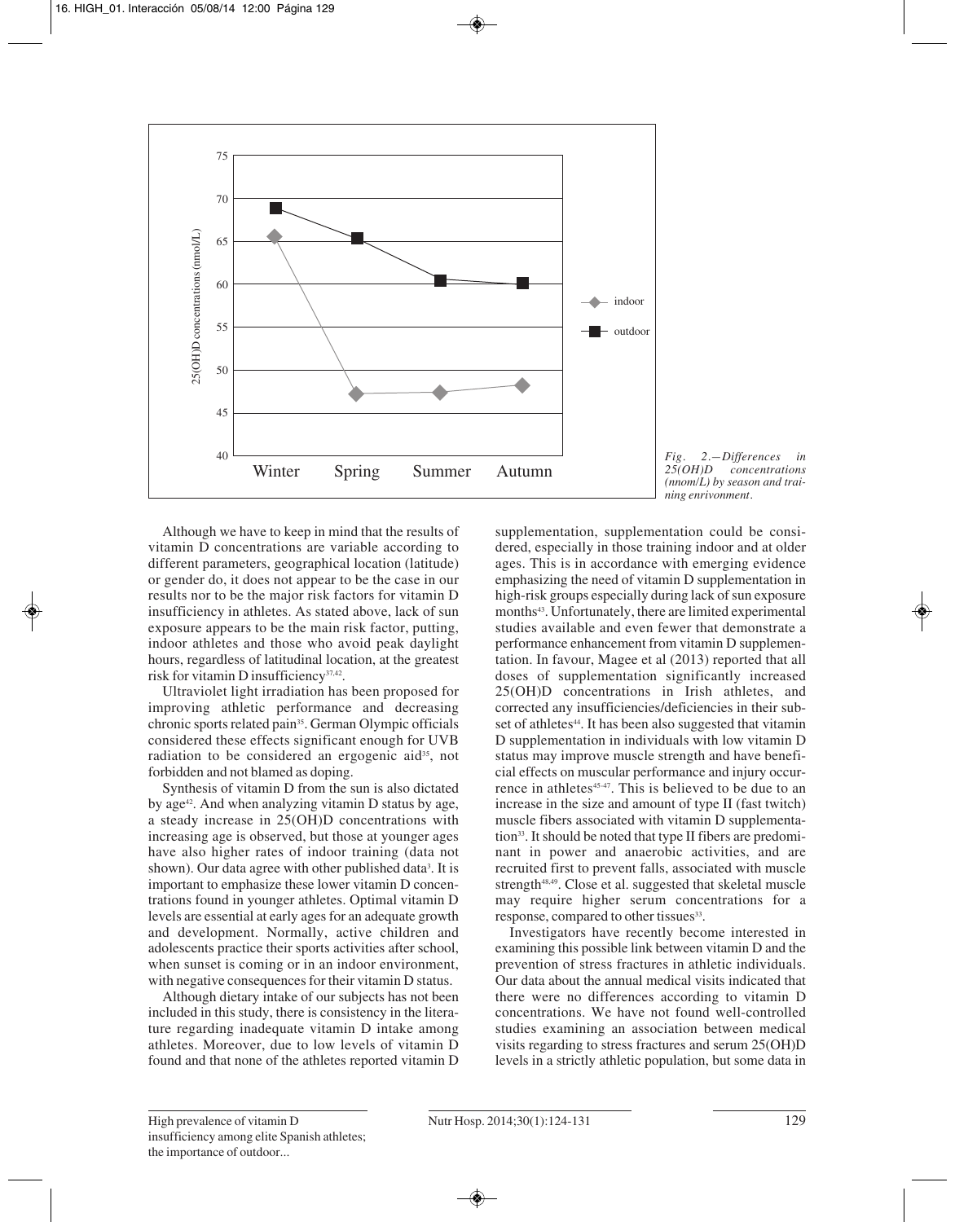*Fig. 2.—Differences in 25(OH)D concentrations (nnom/L) by season and training enrivonment.*

Although we have to keep in mind that the results of vitamin D concentrations are variable according to different parameters, geographical location (latitude) or gender do, it does not appear to be the case in our results nor to be the major risk factors for vitamin D insufficiency in athletes. As stated above, lack of sun exposure appears to be the main risk factor, putting, indoor athletes and those who avoid peak daylight hours, regardless of latitudinal location, at the greatest risk for vitamin D insufficiency[37,42].

Ultraviolet light irradiation has been proposed for improving athletic performance and decreasing chronic sports related pain[35]. German Olympic officials considered these effects significant enough for UVB radiation to be considered an ergogenic aid[35], not forbidden and not blamed as doping.

Synthesis of vitamin D from the sun is also dictated by age[42]. And when analyzing vitamin D status by age, a steady increase in 25(OH)D concentrations with increasing age is observed, but those at younger ages have also higher rates of indoor training (data not shown). Our data agree with other published data[3]. It is important to emphasize these lower vitamin D concentrations found in younger athletes. Optimal vitamin D levels are essential at early ages for an adequate growth and development. Normally, active children and adolescents practice their sports activities after school, when sunset is coming or in an indoor environment, with negative consequences for their vitamin D status.

Although dietary intake of our subjects has not been included in this study, there is consistency in the literature regarding inadequate vitamin D intake among athletes. Moreover, due to low levels of vitamin D found and that none of the athletes reported vitamin D supplementation, supplementation could be considered, especially in those training indoor and at older ages. This is in accordance with emerging evidence emphasizing the need of vitamin D supplementation in high-risk groups especially during lack of sun exposure months[43]. Unfortunately, there are limited experimental studies available and even fewer that demonstrate a performance enhancement from vitamin D supplementation. In favour, Magee et al (2013) reported that all doses of supplementation significantly increased 25(OH)D concentrations in Irish athletes, and corrected any insufficiencies/deficiencies in their subset of athletes[44]. It has been also suggested that vitamin D supplementation in individuals with low vitamin D status may improve muscle strength and have beneficial effects on muscular performance and injury occurrence in athletes[45-47]. This is believed to be due to an increase in the size and amount of type II (fast twitch) muscle fibers associated with vitamin D supplementation[33]. It should be noted that type II fibers are predominant in power and anaerobic activities, and are recruited first to prevent falls, associated with muscle strength[48,49]. Close et al. suggested that skeletal muscle may require higher serum concentrations for a response, compared to other tissues[33].

Investigators have recently become interested in examining this possible link between vitamin D and the prevention of stress fractures in athletic individuals. Our data about the annual medical visits indicated that there were no differences according to vitamin D concentrations. We have not found well-controlled studies examining an association between medical visits regarding to stress fractures and serum 25(OH)D levels in a strictly athletic population, but some data in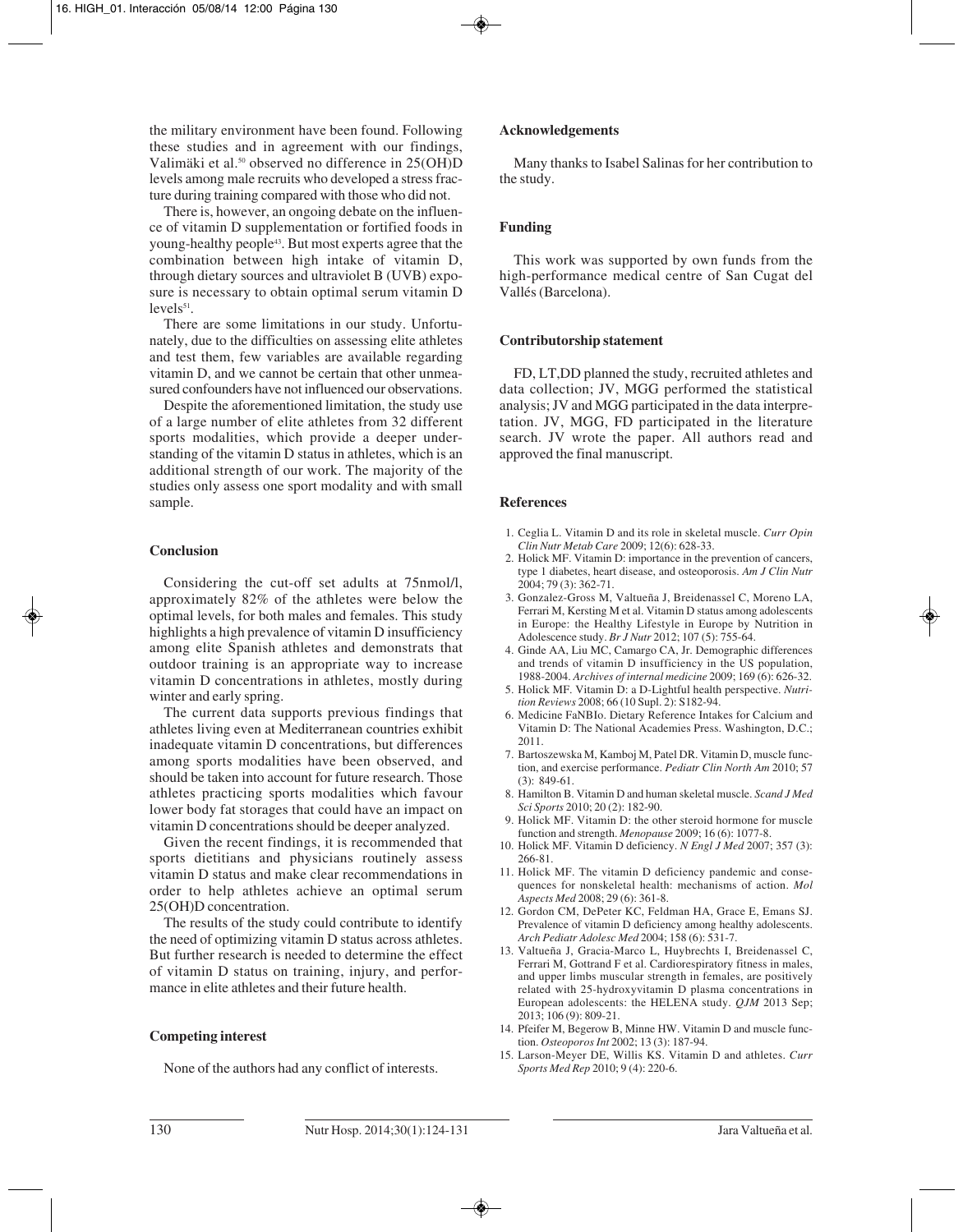the military environment have been found. Following these studies and in agreement with our findings, Valimäki et al.[50] observed no difference in 25(OH)D levels among male recruits who developed a stress fracture during training compared with those who did not.

There is, however, an ongoing debate on the influence of vitamin D supplementation or fortified foods in young-healthy people[43]. But most experts agree that the combination between high intake of vitamin D, through dietary sources and ultraviolet B (UVB) exposure is necessary to obtain optimal serum vitamin D levels[51].

There are some limitations in our study. Unfortunately, due to the difficulties on assessing elite athletes and test them, few variables are available regarding vitamin D, and we cannot be certain that other unmeasured confounders have not influenced our observations.

Despite the aforementioned limitation, the study use of a large number of elite athletes from 32 different sports modalities, which provide a deeper understanding of the vitamin D status in athletes, which is an additional strength of our work. The majority of the studies only assess one sport modality and with small sample.

## Conclusion

Considering the cut-off set adults at 75nmol/l, approximately 82% of the athletes were below the optimal levels, for both males and females. This study highlights a high prevalence of vitamin D insufficiency among elite Spanish athletes and demonstrats that outdoor training is an appropriate way to increase vitamin D concentrations in athletes, mostly during winter and early spring.

The current data supports previous findings that athletes living even at Mediterranean countries exhibit inadequate vitamin D concentrations, but differences among sports modalities have been observed, and should be taken into account for future research. Those athletes practicing sports modalities which favour lower body fat storages that could have an impact on vitamin D concentrations should be deeper analyzed.

Given the recent findings, it is recommended that sports dietitians and physicians routinely assess vitamin D status and make clear recommendations in order to help athletes achieve an optimal serum 25(OH)D concentration.

The results of the study could contribute to identify the need of optimizing vitamin D status across athletes. But further research is needed to determine the effect of vitamin D status on training, injury, and performance in elite athletes and their future health.

## Competing interest

None of the authors had any conflict of interests.

## Acknowledgements

Many thanks to Isabel Salinas for her contribution to the study.

## Funding

This work was supported by own funds from the high-performance medical centre of San Cugat del Vallés (Barcelona).

## Contributorship statement

FD, LT,DD planned the study, recruited athletes and data collection; JV, MGG performed the statistical analysis; JV and MGG participated in the data interpretation. JV, MGG, FD participated in the literature search. JV wrote the paper. All authors read and approved the final manuscript.

## References

1. Ceglia L. Vitamin D and its role in skeletal muscle. *Curr Opin Clin Nutr Metab Care* 2009; 12(6): 628-33.
2. Holick MF. Vitamin D: importance in the prevention of cancers, type 1 diabetes, heart disease, and osteoporosis. *Am J Clin Nutr* 2004; 79 (3): 362-71.
3. Gonzalez-Gross M, Valtueña J, Breidenassel C, Moreno LA, Ferrari M, Kersting M et al. Vitamin D status among adolescents in Europe: the Healthy Lifestyle in Europe by Nutrition in Adolescence study. *Br J Nutr* 2012; 107 (5): 755-64.
4. Ginde AA, Liu MC, Camargo CA, Jr. Demographic differences and trends of vitamin D insufficiency in the US population, 1988-2004. *Archives of internal medicine* 2009; 169 (6): 626-32.
5. Holick MF. Vitamin D: a D-Lightful health perspective. *Nutrition Reviews* 2008; 66 (10 Supl. 2): S182-94.
6. Medicine FaNBIo. Dietary Reference Intakes for Calcium and Vitamin D: The National Academies Press. Washington, D.C.; 2011.
7. Bartoszewska M, Kamboj M, Patel DR. Vitamin D, muscle function, and exercise performance. *Pediatr Clin North Am* 2010; 57 (3): 849-61.
8. Hamilton B. Vitamin D and human skeletal muscle. *Scand J Med Sci Sports* 2010; 20 (2): 182-90.
9. Holick MF. Vitamin D: the other steroid hormone for muscle function and strength. *Menopause* 2009; 16 (6): 1077-8.
10. Holick MF. Vitamin D deficiency. *N Engl J Med* 2007; 357 (3): 266-81.
11. Holick MF. The vitamin D deficiency pandemic and consequences for nonskeletal health: mechanisms of action. *Mol Aspects Med* 2008; 29 (6): 361-8.
12. Gordon CM, DePeter KC, Feldman HA, Grace E, Emans SJ. Prevalence of vitamin D deficiency among healthy adolescents. *Arch Pediatr Adolesc Med* 2004; 158 (6): 531-7.
13. Valtueña J, Gracia-Marco L, Huybrechts I, Breidenassel C, Ferrari M, Gottrand F et al. Cardiorespiratory fitness in males, and upper limbs muscular strength in females, are positively related with 25-hydroxyvitamin D plasma concentrations in European adolescents: the HELENA study. *QJM* 2013 Sep; 2013; 106 (9): 809-21.
14. Pfeifer M, Begerow B, Minne HW. Vitamin D and muscle function. *Osteoporos Int* 2002; 13 (3): 187-94.
15. Larson-Meyer DE, Willis KS. Vitamin D and athletes. *Curr Sports Med Rep* 2010; 9 (4): 220-6.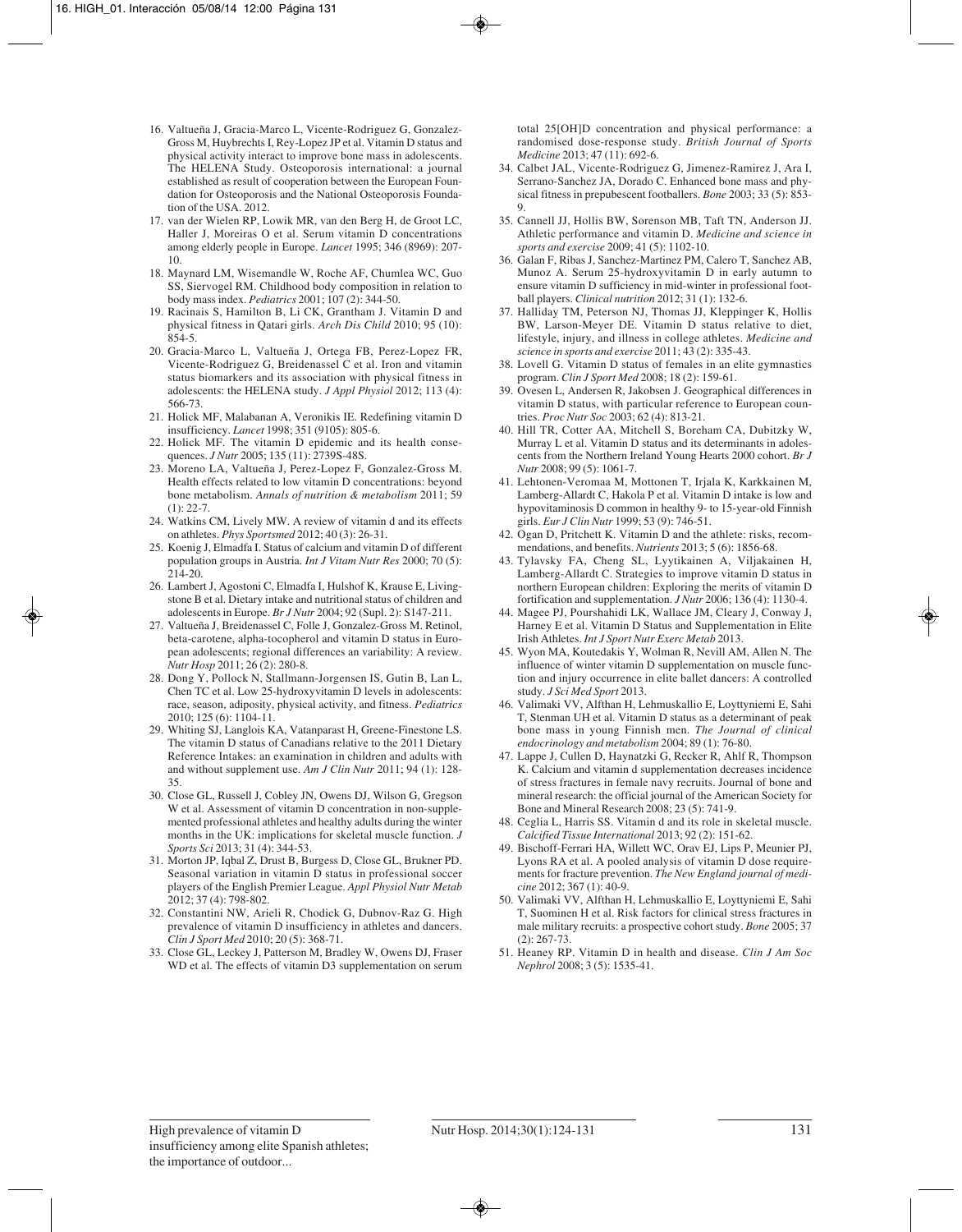16. Valtueña J, Gracia-Marco L, Vicente-Rodriguez G, Gonzalez-Gross M, Huybrechts I, Rey-Lopez JP et al. Vitamin D status and physical activity interact to improve bone mass in adolescents. The HELENA Study. Osteoporosis international: a journal established as result of cooperation between the European Foundation for Osteoporosis and the National Osteoporosis Foundation of the USA. 2012.
17. van der Wielen RP, Lowik MR, van den Berg H, de Groot LC, Haller J, Moreiras O et al. Serum vitamin D concentrations among elderly people in Europe. *Lancet* 1995; 346 (8969): 207-10.
18. Maynard LM, Wisemandle W, Roche AF, Chumlea WC, Guo SS, Siervogel RM. Childhood body composition in relation to body mass index. *Pediatrics* 2001; 107 (2): 344-50.
19. Racinais S, Hamilton B, Li CK, Grantham J. Vitamin D and physical fitness in Qatari girls. *Arch Dis Child* 2010; 95 (10): 854-5.
20. Gracia-Marco L, Valtueña J, Ortega FB, Perez-Lopez FR, Vicente-Rodriguez G, Breidenassel C et al. Iron and vitamin status biomarkers and its association with physical fitness in adolescents: the HELENA study. *J Appl Physiol* 2012; 113 (4): 566-73.
21. Holick MF, Malabanan A, Veronikis IE. Redefining vitamin D insufficiency. *Lancet* 1998; 351 (9105): 805-6.
22. Holick MF. The vitamin D epidemic and its health consequences. *J Nutr* 2005; 135 (11): 2739S-48S.
23. Moreno LA, Valtueña J, Perez-Lopez F, Gonzalez-Gross M. Health effects related to low vitamin D concentrations: beyond bone metabolism. *Annals of nutrition & metabolism* 2011; 59 (1): 22-7.
24. Watkins CM, Lively MW. A review of vitamin d and its effects on athletes. *Phys Sportsmed* 2012; 40 (3): 26-31.
25. Koenig J, Elmadfa I. Status of calcium and vitamin D of different population groups in Austria. *Int J Vitam Nutr Res* 2000; 70 (5): 214-20.
26. Lambert J, Agostoni C, Elmadfa I, Hulshof K, Krause E, Livingstone B et al. Dietary intake and nutritional status of children and adolescents in Europe. *Br J Nutr* 2004; 92 (Supl. 2): S147-211.
27. Valtueña J, Breidenassel C, Folle J, Gonzalez-Gross M. Retinol, beta-carotene, alpha-tocopherol and vitamin D status in European adolescents; regional differences an variability: A review. *Nutr Hosp* 2011; 26 (2): 280-8.
28. Dong Y, Pollock N, Stallmann-Jorgensen IS, Gutin B, Lan L, Chen TC et al. Low 25-hydroxyvitamin D levels in adolescents: race, season, adiposity, physical activity, and fitness. *Pediatrics* 2010; 125 (6): 1104-11.
29. Whiting SJ, Langlois KA, Vatanparast H, Greene-Finestone LS. The vitamin D status of Canadians relative to the 2011 Dietary Reference Intakes: an examination in children and adults with and without supplement use. *Am J Clin Nutr* 2011; 94 (1): 128-35.
30. Close GL, Russell J, Cobley JN, Owens DJ, Wilson G, Gregson W et al. Assessment of vitamin D concentration in non-supplemented professional athletes and healthy adults during the winter months in the UK: implications for skeletal muscle function. *J Sports Sci* 2013; 31 (4): 344-53.
31. Morton JP, Iqbal Z, Drust B, Burgess D, Close GL, Brukner PD. Seasonal variation in vitamin D status in professional soccer players of the English Premier League. *Appl Physiol Nutr Metab* 2012; 37 (4): 798-802.
32. Constantini NW, Arieli R, Chodick G, Dubnov-Raz G. High prevalence of vitamin D insufficiency in athletes and dancers. *Clin J Sport Med* 2010; 20 (5): 368-71.
33. Close GL, Leckey J, Patterson M, Bradley W, Owens DJ, Fraser WD et al. The effects of vitamin D3 supplementation on serum total 25[OH]D concentration and physical performance: a randomised dose-response study. *British Journal of Sports Medicine* 2013; 47 (11): 692-6.
34. Calbet JAL, Vicente-Rodriguez G, Jimenez-Ramirez J, Ara I, Serrano-Sanchez JA, Dorado C. Enhanced bone mass and physical fitness in prepubescent footballers. *Bone* 2003; 33 (5): 853-9.
35. Cannell JJ, Hollis BW, Sorenson MB, Taft TN, Anderson JJ. Athletic performance and vitamin D. *Medicine and science in sports and exercise* 2009; 41 (5): 1102-10.
36. Galan F, Ribas J, Sanchez-Martinez PM, Calero T, Sanchez AB, Munoz A. Serum 25-hydroxyvitamin D in early autumn to ensure vitamin D sufficiency in mid-winter in professional football players. *Clinical nutrition* 2012; 31 (1): 132-6.
37. Halliday TM, Peterson NJ, Thomas JJ, Kleppinger K, Hollis BW, Larson-Meyer DE. Vitamin D status relative to diet, lifestyle, injury, and illness in college athletes. *Medicine and science in sports and exercise* 2011; 43 (2): 335-43.
38. Lovell G. Vitamin D status of females in an elite gymnastics program. *Clin J Sport Med* 2008; 18 (2): 159-61.
39. Ovesen L, Andersen R, Jakobsen J. Geographical differences in vitamin D status, with particular reference to European countries. *Proc Nutr Soc* 2003; 62 (4): 813-21.
40. Hill TR, Cotter AA, Mitchell S, Boreham CA, Dubitzky W, Murray L et al. Vitamin D status and its determinants in adolescents from the Northern Ireland Young Hearts 2000 cohort. *Br J Nutr* 2008; 99 (5): 1061-7.
41. Lehtonen-Veromaa M, Mottonen T, Irjala K, Karkkainen M, Lamberg-Allardt C, Hakola P et al. Vitamin D intake is low and hypovitaminosis D common in healthy 9- to 15-year-old Finnish girls. *Eur J Clin Nutr* 1999; 53 (9): 746-51.
42. Ogan D, Pritchett K. Vitamin D and the athlete: risks, recommendations, and benefits. *Nutrients* 2013; 5 (6): 1856-68.
43. Tylavsky FA, Cheng SL, Lyytikainen A, Viljakainen H, Lamberg-Allardt C. Strategies to improve vitamin D status in northern European children: Exploring the merits of vitamin D fortification and supplementation. *J Nutr* 2006; 136 (4): 1130-4.
44. Magee PJ, Pourshahidi LK, Wallace JM, Cleary J, Conway J, Harney E et al. Vitamin D Status and Supplementation in Elite Irish Athletes. *Int J Sport Nutr Exerc Metab* 2013.
45. Wyon MA, Koutedakis Y, Wolman R, Nevill AM, Allen N. The influence of winter vitamin D supplementation on muscle function and injury occurrence in elite ballet dancers: A controlled study. *J Sci Med Sport* 2013.
46. Valimaki VV, Alfthan H, Lehmuskallio E, Loyttyniemi E, Sahi T, Stenman UH et al. Vitamin D status as a determinant of peak bone mass in young Finnish men. *The Journal of clinical endocrinology and metabolism* 2004; 89 (1): 76-80.
47. Lappe J, Cullen D, Haynatzki G, Recker R, Ahlf R, Thompson K. Calcium and vitamin d supplementation decreases incidence of stress fractures in female navy recruits. Journal of bone and mineral research: the official journal of the American Society for Bone and Mineral Research 2008; 23 (5): 741-9.
48. Ceglia L, Harris SS. Vitamin d and its role in skeletal muscle. *Calcified Tissue International* 2013; 92 (2): 151-62.
49. Bischoff-Ferrari HA, Willett WC, Orav EJ, Lips P, Meunier PJ, Lyons RA et al. A pooled analysis of vitamin D dose requirements for fracture prevention. *The New England journal of medicine* 2012; 367 (1): 40-9.
50. Valimaki VV, Alfthan H, Lehmuskallio E, Loyttyniemi E, Sahi T, Suominen H et al. Risk factors for clinical stress fractures in male military recruits: a prospective cohort study. *Bone* 2005; 37 (2): 267-73.
51. Heaney RP. Vitamin D in health and disease. *Clin J Am Soc Nephrol* 2008; 3 (5): 1535-41.